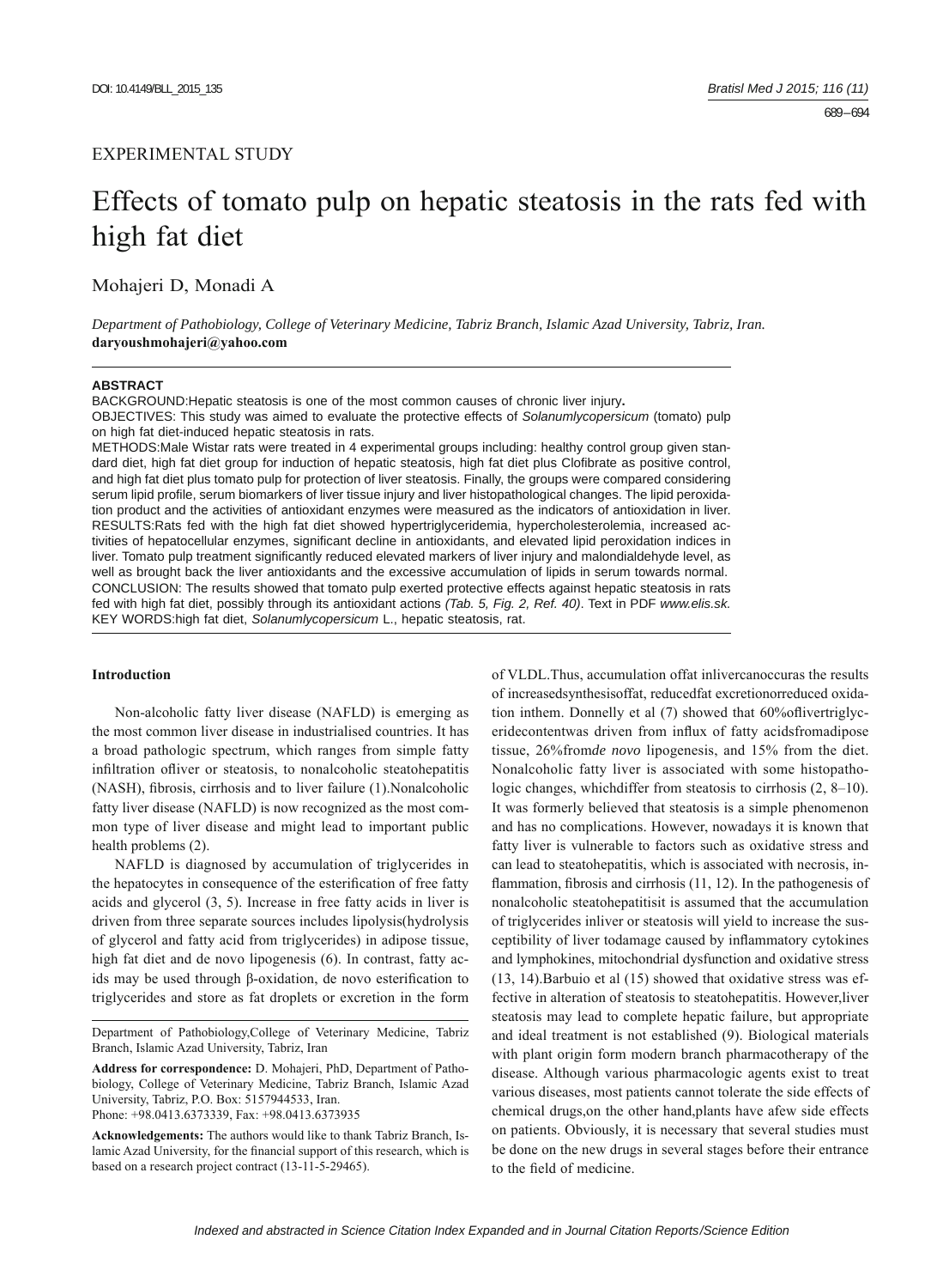EXPERIMENTAL STUDY

# Effects of tomato pulp on hepatic steatosis in the rats fed with high fat diet

Mohajeri D, Monadi A

*Department of Pathobiology, College of Veterinary Medicine, Tabriz Branch, Islamic Azad University, Tabriz, Iran.*
**daryoushmohajeri@yahoo.com**

**ABSTRACT**

BACKGROUND:Hepatic steatosis is one of the most common causes of chronic liver injury**.**

OBJECTIVES: This study was aimed to evaluate the protective effects of *Solanumlycopersicum* (tomato) pulp on high fat diet-induced hepatic steatosis in rats.

METHODS:Male Wistar rats were treated in 4 experimental groups including: healthy control group given standard diet, high fat diet group for induction of hepatic steatosis, high fat diet plus Clofibrate as positive control, and high fat diet plus tomato pulp for protection of liver steatosis. Finally, the groups were compared considering serum lipid profile, serum biomarkers of liver tissue injury and liver histopathological changes. The lipid peroxidation product and the activities of antioxidant enzymes were measured as the indicators of antioxidation in liver.

RESULTS:Rats fed with the high fat diet showed hypertriglyceridemia, hypercholesterolemia, increased activities of hepatocellular enzymes, significant decline in antioxidants, and elevated lipid peroxidation indices in liver. Tomato pulp treatment significantly reduced elevated markers of liver injury and malondialdehyde level, as well as brought back the liver antioxidants and the excessive accumulation of lipids in serum towards normal.

CONCLUSION: The results showed that tomato pulp exerted protective effects against hepatic steatosis in rats fed with high fat diet, possibly through its antioxidant actions *(Tab. 5, Fig. 2, Ref. 40)*. Text in PDF *www.elis.sk.*

KEY WORDS:high fat diet, *Solanumlycopersicum* L., hepatic steatosis, rat.

## Introduction

Non-alcoholic fatty liver disease (NAFLD) is emerging as the most common liver disease in industrialised countries. It has a broad pathologic spectrum, which ranges from simple fatty infiltration ofliver or steatosis, to nonalcoholic steatohepatitis (NASH), fibrosis, cirrhosis and to liver failure (1).Nonalcoholic fatty liver disease (NAFLD) is now recognized as the most common type of liver disease and might lead to important public health problems (2).

NAFLD is diagnosed by accumulation of triglycerides in the hepatocytes in consequence of the esterification of free fatty acids and glycerol (3, 5). Increase in free fatty acids in liver is driven from three separate sources includes lipolysis(hydrolysis of glycerol and fatty acid from triglycerides) in adipose tissue, high fat diet and de novo lipogenesis (6). In contrast, fatty acids may be used through β-oxidation, de novo esterification to triglycerides and store as fat droplets or excretion in the form of VLDL.Thus, accumulation offat inlivercanoccuras the results of increasedsynthesisoffat, reducedfat excretionorreduced oxidation inthem. Donnelly et al (7) showed that 60%oflivertriglyceridecontentwas driven from influx of fatty acidsfromadipose tissue, 26%from*de novo* lipogenesis, and 15% from the diet. Nonalcoholic fatty liver is associated with some histopathologic changes, whichdiffer from steatosis to cirrhosis (2, 8–10). It was formerly believed that steatosis is a simple phenomenon and has no complications. However, nowadays it is known that fatty liver is vulnerable to factors such as oxidative stress and can lead to steatohepatitis, which is associated with necrosis, inflammation, fibrosis and cirrhosis (11, 12). In the pathogenesis of nonalcoholic steatohepatitisit is assumed that the accumulation of triglycerides inliver or steatosis will yield to increase the susceptibility of liver todamage caused by inflammatory cytokines and lymphokines, mitochondrial dysfunction and oxidative stress (13, 14).Barbuio et al (15) showed that oxidative stress was effective in alteration of steatosis to steatohepatitis. However,liver steatosis may lead to complete hepatic failure, but appropriate and ideal treatment is not established (9). Biological materials with plant origin form modern branch pharmacotherapy of the disease. Although various pharmacologic agents exist to treat various diseases, most patients cannot tolerate the side effects of chemical drugs,on the other hand,plants have afew side effects on patients. Obviously, it is necessary that several studies must be done on the new drugs in several stages before their entrance to the field of medicine.

Department of Pathobiology,College of Veterinary Medicine, Tabriz Branch, Islamic Azad University, Tabriz, Iran

**Address for correspondence:** D. Mohajeri, PhD, Department of Pathobiology, College of Veterinary Medicine, Tabriz Branch, Islamic Azad University, Tabriz, P.O. Box: 5157944533, Iran.
Phone: +98.0413.6373339, Fax: +98.0413.6373935

**Acknowledgements:** The authors would like to thank Tabriz Branch, Islamic Azad University, for the financial support of this research, which is based on a research project contract (13-11-5-29465).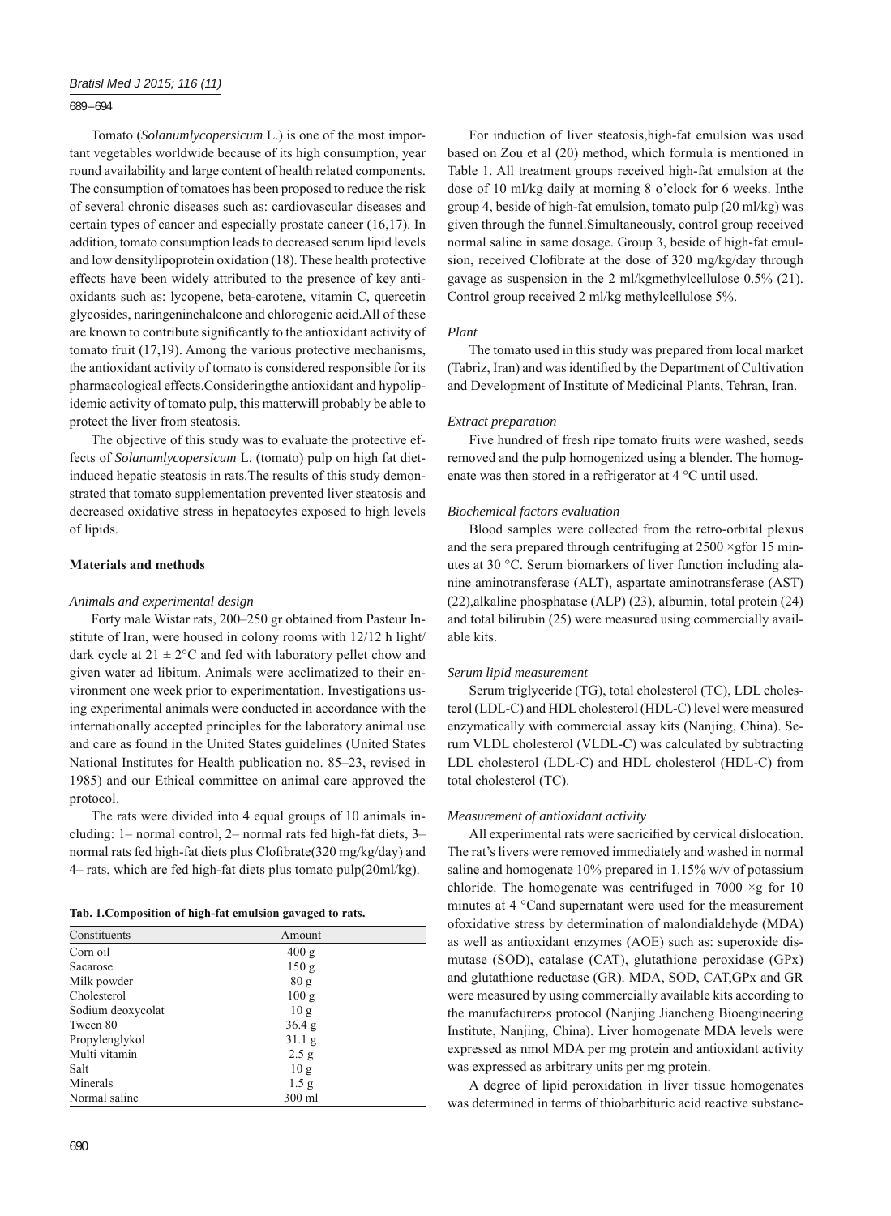Tomato (*Solanumlycopersicum* L.) is one of the most important vegetables worldwide because of its high consumption, year round availability and large content of health related components. The consumption of tomatoes has been proposed to reduce the risk of several chronic diseases such as: cardiovascular diseases and certain types of cancer and especially prostate cancer (16,17). In addition, tomato consumption leads to decreased serum lipid levels and low densitylipoprotein oxidation (18). These health protective effects have been widely attributed to the presence of key antioxidants such as: lycopene, beta-carotene, vitamin C, quercetin glycosides, naringeninchalcone and chlorogenic acid.All of these are known to contribute significantly to the antioxidant activity of tomato fruit (17,19). Among the various protective mechanisms, the antioxidant activity of tomato is considered responsible for its pharmacological effects.Consideringthe antioxidant and hypolipidemic activity of tomato pulp, this matterwill probably be able to protect the liver from steatosis.

The objective of this study was to evaluate the protective effects of *Solanumlycopersicum* L. (tomato) pulp on high fat diet-induced hepatic steatosis in rats.The results of this study demonstrated that tomato supplementation prevented liver steatosis and decreased oxidative stress in hepatocytes exposed to high levels of lipids.

## Materials and methods

### *Animals and experimental design*

Forty male Wistar rats, 200–250 gr obtained from Pasteur Institute of Iran, were housed in colony rooms with 12/12 h light/dark cycle at $21 \pm 2$°C and fed with laboratory pellet chow and given water ad libitum. Animals were acclimatized to their environment one week prior to experimentation. Investigations using experimental animals were conducted in accordance with the internationally accepted principles for the laboratory animal use and care as found in the United States guidelines (United States National Institutes for Health publication no. 85–23, revised in 1985) and our Ethical committee on animal care approved the protocol.

The rats were divided into 4 equal groups of 10 animals including: 1– normal control, 2– normal rats fed high-fat diets, 3– normal rats fed high-fat diets plus Clofibrate(320 mg/kg/day) and 4– rats, which are fed high-fat diets plus tomato pulp(20ml/kg).

**Tab. 1.Composition of high-fat emulsion gavaged to rats.**

| Constituents | Amount |
|---|---|
| Corn oil | 400 g |
| Sacarose | 150 g |
| Milk powder | 80 g |
| Cholesterol | 100 g |
| Sodium deoxycolat | 10 g |
| Tween 80 | 36.4 g |
| Propylenglykol | 31.1 g |
| Multi vitamin | 2.5 g |
| Salt | 10 g |
| Minerals | 1.5 g |
| Normal saline | 300 ml |

For induction of liver steatosis,high-fat emulsion was used based on Zou et al (20) method, which formula is mentioned in Table 1. All treatment groups received high-fat emulsion at the dose of 10 ml/kg daily at morning 8 o'clock for 6 weeks. Inthe group 4, beside of high-fat emulsion, tomato pulp (20 ml/kg) was given through the funnel.Simultaneously, control group received normal saline in same dosage. Group 3, beside of high-fat emulsion, received Clofibrate at the dose of 320 mg/kg/day through gavage as suspension in the 2 ml/kgmethylcellulose 0.5% (21). Control group received 2 ml/kg methylcellulose 5%.

### *Plant*

The tomato used in this study was prepared from local market (Tabriz, Iran) and was identified by the Department of Cultivation and Development of Institute of Medicinal Plants, Tehran, Iran.

### *Extract preparation*

Five hundred of fresh ripe tomato fruits were washed, seeds removed and the pulp homogenized using a blender. The homogenate was then stored in a refrigerator at 4 °C until used.

### *Biochemical factors evaluation*

Blood samples were collected from the retro-orbital plexus and the sera prepared through centrifuging at 2500 ×gfor 15 minutes at 30 °C. Serum biomarkers of liver function including alanine aminotransferase (ALT), aspartate aminotransferase (AST) (22),alkaline phosphatase (ALP) (23), albumin, total protein (24) and total bilirubin (25) were measured using commercially available kits.

### *Serum lipid measurement*

Serum triglyceride (TG), total cholesterol (TC), LDL cholesterol (LDL-C) and HDL cholesterol (HDL-C) level were measured enzymatically with commercial assay kits (Nanjing, China). Serum VLDL cholesterol (VLDL-C) was calculated by subtracting LDL cholesterol (LDL-C) and HDL cholesterol (HDL-C) from total cholesterol (TC).

### *Measurement of antioxidant activity*

All experimental rats were sacrificed by cervical dislocation. The rat's livers were removed immediately and washed in normal saline and homogenate 10% prepared in 1.15% w/v of potassium chloride. The homogenate was centrifuged in 7000 ×g for 10 minutes at 4 °Cand supernatant were used for the measurement ofoxidative stress by determination of malondialdehyde (MDA) as well as antioxidant enzymes (AOE) such as: superoxide dismutase (SOD), catalase (CAT), glutathione peroxidase (GPx) and glutathione reductase (GR). MDA, SOD, CAT,GPx and GR were measured by using commercially available kits according to the manufacturer›s protocol (Nanjing Jiancheng Bioengineering Institute, Nanjing, China). Liver homogenate MDA levels were expressed as nmol MDA per mg protein and antioxidant activity was expressed as arbitrary units per mg protein.

A degree of lipid peroxidation in liver tissue homogenates was determined in terms of thiobarbituric acid reactive substanc-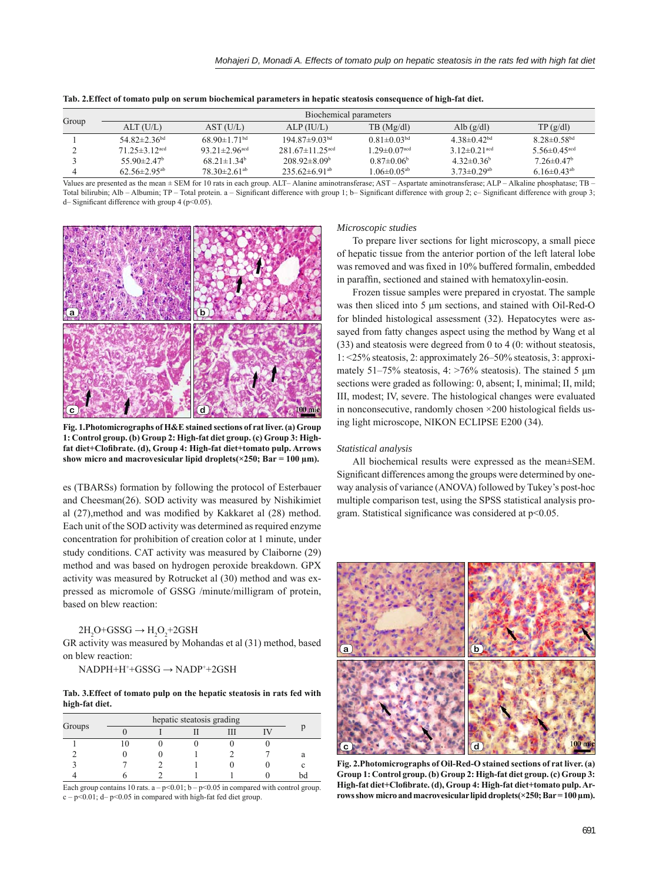**Tab. 2.Effect of tomato pulp on serum biochemical parameters in hepatic steatosis consequence of high-fat diet.**

| Group | Biochemical parameters | | | | | |
|---|---|---|---|---|---|---|
| | ALT (U/L) | AST (U/L) | ALP (IU/L) | TB (Mg/dl) | Alb (g/dl) | TP (g/dl) |
| 1 | 54.82±2.36[bd] | 68.90±1.71[bd] | 194.87±9.03[bd] | 0.81±0.03[bd] | 4.38±0.42[bd] | 8.28±0.58[bd] |
| 2 | 71.25±3.12[acd] | 93.21±2.96[acd] | 281.67±11.25[acd] | 1.29±0.07[acd] | 3.12±0.21[acd] | 5.56±0.45[acd] |
| 3 | 55.90±2.47[b] | 68.21±1.34[b] | 208.92±8.09[b] | 0.87±0.06[b] | 4.32±0.36[b] | 7.26±0.47[b] |
| 4 | 62.56±2.95[ab] | 78.30±2.61[ab] | 235.62±6.91[ab] | 1.06±0.05[ab] | 3.73±0.29[ab] | 6.16±0.43[ab] |

Values are presented as the mean ± SEM for 10 rats in each group. ALT– Alanine aminotransferase; AST – Aspartate aminotransferase; ALP – Alkaline phosphatase; TB – Total bilirubin; Alb – Albumin; TP – Total protein. a – Significant difference with group 1; b– Significant difference with group 2; c– Significant difference with group 3; d– Significant difference with group 4 ($p<0.05$).

**Fig. 1.Photomicrographs of H&E stained sections of rat liver. (a) Group 1: Control group. (b) Group 2: High-fat diet group. (c) Group 3: High-fat diet+Clofibrate. (d), Group 4: High-fat diet+tomato pulp. Arrows show micro and macrovesicular lipid droplets(×250; Bar = 100 µm).**

es (TBARSs) formation by following the protocol of Esterbauer and Cheesman(26). SOD activity was measured by Nishikimiet al (27),method and was modified by Kakkaret al (28) method. Each unit of the SOD activity was determined as required enzyme concentration for prohibition of creation color at 1 minute, under study conditions. CAT activity was measured by Claiborne (29) method and was based on hydrogen peroxide breakdown. GPX activity was measured by Rotrucket al (30) method and was expressed as micromole of GSSG /minute/milligram of protein, based on blew reaction:

$$2H_2O+GSSG \rightarrow H_2O_2+2GSH$$

GR activity was measured by Mohandas et al (31) method, based on blew reaction:

$$NADPH+H^{+}+GSSG \rightarrow NADP^{+}+2GSH$$

**Tab. 3.Effect of tomato pulp on the hepatic steatosis in rats fed with high-fat diet.**

| Groups | hepatic steatosis grading | | | | | p |
|---|---|---|---|---|---|---|
| | 0 | I | II | III | IV | |
| 1 | 10 | 0 | 0 | 0 | 0 | |
| 2 | 0 | 0 | 1 | 2 | 7 | a |
| 3 | 7 | 2 | 1 | 0 | 0 | c |
| 4 | 6 | 2 | 1 | 1 | 0 | bd |

Each group contains 10 rats. a – $p<0.01$; b – $p<0.05$ in compared with control group. c – $p<0.01$; d– $p<0.05$ in compared with high-fat fed diet group.

*Microscopic studies*

To prepare liver sections for light microscopy, a small piece of hepatic tissue from the anterior portion of the left lateral lobe was removed and was fixed in 10% buffered formalin, embedded in paraffin, sectioned and stained with hematoxylin-eosin.

Frozen tissue samples were prepared in cryostat. The sample was then sliced into 5 µm sections, and stained with Oil-Red-O for blinded histological assessment (32). Hepatocytes were assayed from fatty changes aspect using the method by Wang et al (33) and steatosis were degreed from 0 to 4 (0: without steatosis, 1: <25% steatosis, 2: approximately 26–50% steatosis, 3: approximately 51–75% steatosis, 4: >76% steatosis). The stained 5 µm sections were graded as following: 0, absent; I, minimal; II, mild; III, modest; IV, severe. The histological changes were evaluated in nonconsecutive, randomly chosen ×200 histological fields using light microscope, NIKON ECLIPSE E200 (34).

*Statistical analysis*

All biochemical results were expressed as the mean±SEM. Significant differences among the groups were determined by one-way analysis of variance (ANOVA) followed by Tukey's post-hoc multiple comparison test, using the SPSS statistical analysis program. Statistical significance was considered at $p<0.05$.

**Fig. 2.Photomicrographs of Oil-Red-O stained sections of rat liver. (a) Group 1: Control group. (b) Group 2: High-fat diet group. (c) Group 3: High-fat diet+Clofibrate. (d), Group 4: High-fat diet+tomato pulp. Arrows show micro and macrovesicular lipid droplets(×250; Bar = 100 µm).**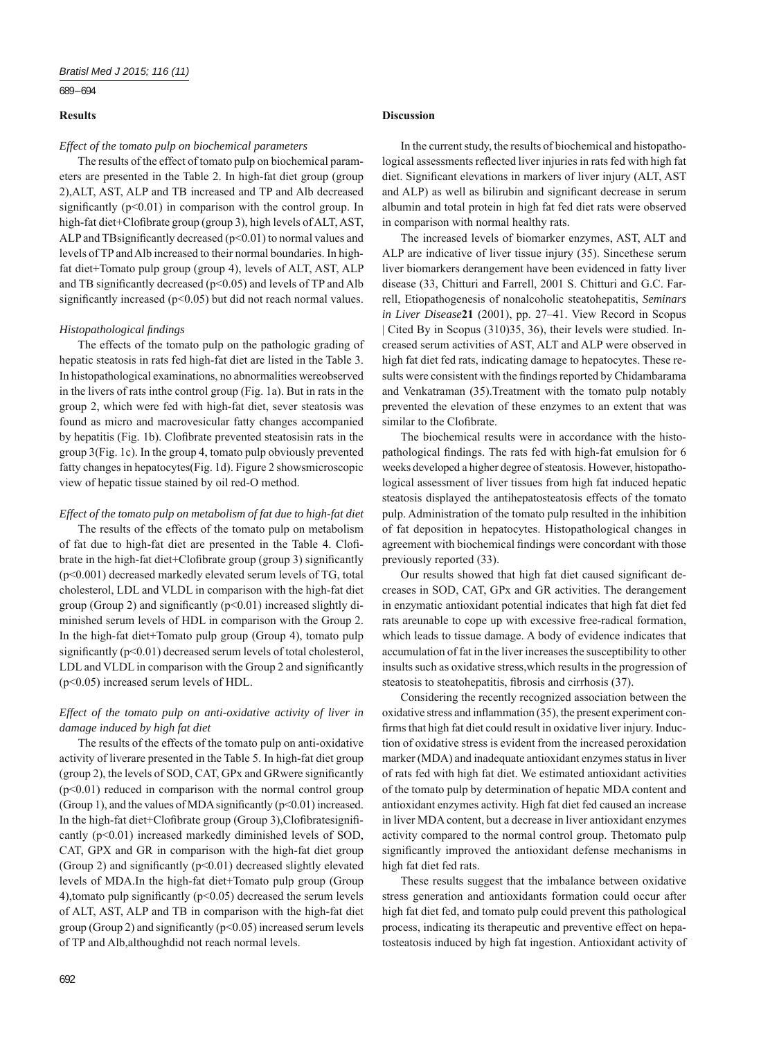## Results

### *Effect of the tomato pulp on biochemical parameters*

The results of the effect of tomato pulp on biochemical parameters are presented in the Table 2. In high-fat diet group (group 2),ALT, AST, ALP and TB increased and TP and Alb decreased significantly ($p<0.01$) in comparison with the control group. In high-fat diet+Clofibrate group (group 3), high levels of ALT, AST, ALP and TBsignificantly decreased ($p<0.01$) to normal values and levels of TP and Alb increased to their normal boundaries. In high-fat diet+Tomato pulp group (group 4), levels of ALT, AST, ALP and TB significantly decreased ($p<0.05$) and levels of TP and Alb significantly increased ($p<0.05$) but did not reach normal values.

### *Histopathological findings*

The effects of the tomato pulp on the pathologic grading of hepatic steatosis in rats fed high-fat diet are listed in the Table 3. In histopathological examinations, no abnormalities wereobserved in the livers of rats inthe control group (Fig. 1a). But in rats in the group 2, which were fed with high-fat diet, sever steatosis was found as micro and macrovesicular fatty changes accompanied by hepatitis (Fig. 1b). Clofibrate prevented steatosisin rats in the group 3(Fig. 1c). In the group 4, tomato pulp obviously prevented fatty changes in hepatocytes(Fig. 1d). Figure 2 showsmicroscopic view of hepatic tissue stained by oil red-O method.

### *Effect of the tomato pulp on metabolism of fat due to high-fat diet*

The results of the effects of the tomato pulp on metabolism of fat due to high-fat diet are presented in the Table 4. Clofibrate in the high-fat diet+Clofibrate group (group 3) significantly ($p<0.001$) decreased markedly elevated serum levels of TG, total cholesterol, LDL and VLDL in comparison with the high-fat diet group (Group 2) and significantly ($p<0.01$) increased slightly diminished serum levels of HDL in comparison with the Group 2. In the high-fat diet+Tomato pulp group (Group 4), tomato pulp significantly ($p<0.01$) decreased serum levels of total cholesterol, LDL and VLDL in comparison with the Group 2 and significantly ($p<0.05$) increased serum levels of HDL.

### *Effect of the tomato pulp on anti-oxidative activity of liver in damage induced by high fat diet*

The results of the effects of the tomato pulp on anti-oxidative activity of liverare presented in the Table 5. In high-fat diet group (group 2), the levels of SOD, CAT, GPx and GRwere significantly ($p<0.01$) reduced in comparison with the normal control group (Group 1), and the values of MDA significantly ($p<0.01$) increased. In the high-fat diet+Clofibrate group (Group 3),Clofibratesignificantly ($p<0.01$) increased markedly diminished levels of SOD, CAT, GPX and GR in comparison with the high-fat diet group (Group 2) and significantly ($p<0.01$) decreased slightly elevated levels of MDA.In the high-fat diet+Tomato pulp group (Group 4),tomato pulp significantly ($p<0.05$) decreased the serum levels of ALT, AST, ALP and TB in comparison with the high-fat diet group (Group 2) and significantly ($p<0.05$) increased serum levels of TP and Alb,althoughdid not reach normal levels.

## Discussion

In the current study, the results of biochemical and histopathological assessments reflected liver injuries in rats fed with high fat diet. Significant elevations in markers of liver injury (ALT, AST and ALP) as well as bilirubin and significant decrease in serum albumin and total protein in high fat fed diet rats were observed in comparison with normal healthy rats.

The increased levels of biomarker enzymes, AST, ALT and ALP are indicative of liver tissue injury (35). Sincethese serum liver biomarkers derangement have been evidenced in fatty liver disease (33, Chitturi and Farrell, 2001 S. Chitturi and G.C. Farrell, Etiopathogenesis of nonalcoholic steatohepatitis, *Seminars in Liver Disease***21** (2001), pp. 27–41. View Record in Scopus | Cited By in Scopus (310)35, 36), their levels were studied. Increased serum activities of AST, ALT and ALP were observed in high fat diet fed rats, indicating damage to hepatocytes. These results were consistent with the findings reported by Chidambarama and Venkatraman (35).Treatment with the tomato pulp notably prevented the elevation of these enzymes to an extent that was similar to the Clofibrate.

The biochemical results were in accordance with the histopathological findings. The rats fed with high-fat emulsion for 6 weeks developed a higher degree of steatosis. However, histopathological assessment of liver tissues from high fat induced hepatic steatosis displayed the antihepatosteatosis effects of the tomato pulp. Administration of the tomato pulp resulted in the inhibition of fat deposition in hepatocytes. Histopathological changes in agreement with biochemical findings were concordant with those previously reported (33).

Our results showed that high fat diet caused significant decreases in SOD, CAT, GPx and GR activities. The derangement in enzymatic antioxidant potential indicates that high fat diet fed rats areunable to cope up with excessive free-radical formation, which leads to tissue damage. A body of evidence indicates that accumulation of fat in the liver increases the susceptibility to other insults such as oxidative stress,which results in the progression of steatosis to steatohepatitis, fibrosis and cirrhosis (37).

Considering the recently recognized association between the oxidative stress and inflammation (35), the present experiment confirms that high fat diet could result in oxidative liver injury. Induction of oxidative stress is evident from the increased peroxidation marker (MDA) and inadequate antioxidant enzymes status in liver of rats fed with high fat diet. We estimated antioxidant activities of the tomato pulp by determination of hepatic MDA content and antioxidant enzymes activity. High fat diet fed caused an increase in liver MDA content, but a decrease in liver antioxidant enzymes activity compared to the normal control group. Thetomato pulp significantly improved the antioxidant defense mechanisms in high fat diet fed rats.

These results suggest that the imbalance between oxidative stress generation and antioxidants formation could occur after high fat diet fed, and tomato pulp could prevent this pathological process, indicating its therapeutic and preventive effect on hepatosteatosis induced by high fat ingestion. Antioxidant activity of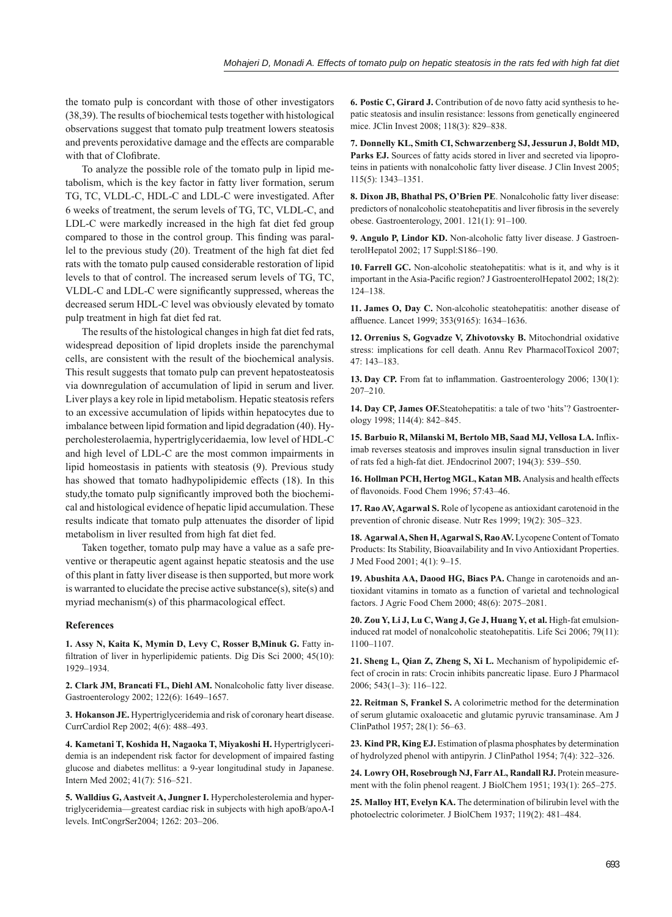the tomato pulp is concordant with those of other investigators (38,39). The results of biochemical tests together with histological observations suggest that tomato pulp treatment lowers steatosis and prevents peroxidative damage and the effects are comparable with that of Clofibrate.

To analyze the possible role of the tomato pulp in lipid metabolism, which is the key factor in fatty liver formation, serum TG, TC, VLDL-C, HDL-C and LDL-C were investigated. After 6 weeks of treatment, the serum levels of TG, TC, VLDL-C, and LDL-C were markedly increased in the high fat diet fed group compared to those in the control group. This finding was parallel to the previous study (20). Treatment of the high fat diet fed rats with the tomato pulp caused considerable restoration of lipid levels to that of control. The increased serum levels of TG, TC, VLDL-C and LDL-C were significantly suppressed, whereas the decreased serum HDL-C level was obviously elevated by tomato pulp treatment in high fat diet fed rat.

The results of the histological changes in high fat diet fed rats, widespread deposition of lipid droplets inside the parenchymal cells, are consistent with the result of the biochemical analysis. This result suggests that tomato pulp can prevent hepatosteatosis via downregulation of accumulation of lipid in serum and liver. Liver plays a key role in lipid metabolism. Hepatic steatosis refers to an excessive accumulation of lipids within hepatocytes due to imbalance between lipid formation and lipid degradation (40). Hypercholesterolaemia, hypertriglyceridaemia, low level of HDL-C and high level of LDL-C are the most common impairments in lipid homeostasis in patients with steatosis (9). Previous study has showed that tomato hadhypolipidemic effects (18). In this study,the tomato pulp significantly improved both the biochemical and histological evidence of hepatic lipid accumulation. These results indicate that tomato pulp attenuates the disorder of lipid metabolism in liver resulted from high fat diet fed.

Taken together, tomato pulp may have a value as a safe preventive or therapeutic agent against hepatic steatosis and the use of this plant in fatty liver disease is then supported, but more work is warranted to elucidate the precise active substance(s), site(s) and myriad mechanism(s) of this pharmacological effect.

### References

**1. Assy N, Kaita K, Mymin D, Levy C, Rosser B,Minuk G.** Fatty infiltration of liver in hyperlipidemic patients. Dig Dis Sci 2000; 45(10): 1929–1934.

**2. Clark JM, Brancati FL, Diehl AM.** Nonalcoholic fatty liver disease. Gastroenterology 2002; 122(6): 1649–1657.

**3. Hokanson JE.** Hypertriglyceridemia and risk of coronary heart disease. CurrCardiol Rep 2002; 4(6): 488–493.

**4. Kametani T, Koshida H, Nagaoka T, Miyakoshi H.** Hypertriglyceridemia is an independent risk factor for development of impaired fasting glucose and diabetes mellitus: a 9-year longitudinal study in Japanese. Intern Med 2002; 41(7): 516–521.

**5. Walldius G, Aastveit A, Jungner I.** Hypercholesterolemia and hypertriglyceridemia—greatest cardiac risk in subjects with high apoB/apoA-I levels. IntCongrSer2004; 1262: 203–206.

**6. Postic C, Girard J.** Contribution of de novo fatty acid synthesis to hepatic steatosis and insulin resistance: lessons from genetically engineered mice. JClin Invest 2008; 118(3): 829–838.

**7. Donnelly KL, Smith CI, Schwarzenberg SJ, Jessurun J, Boldt MD, Parks EJ.** Sources of fatty acids stored in liver and secreted via lipoproteins in patients with nonalcoholic fatty liver disease. J Clin Invest 2005; 115(5): 1343–1351.

**8. Dixon JB, Bhathal PS, O'Brien PE**. Nonalcoholic fatty liver disease: predictors of nonalcoholic steatohepatitis and liver fibrosis in the severely obese. Gastroenterology, 2001. 121(1): 91–100.

**9. Angulo P, Lindor KD.** Non-alcoholic fatty liver disease. J GastroenterolHepatol 2002; 17 Suppl:S186–190.

**10. Farrell GC.** Non-alcoholic steatohepatitis: what is it, and why is it important in the Asia-Pacific region? J GastroenterolHepatol 2002; 18(2): 124–138.

**11. James O, Day C.** Non-alcoholic steatohepatitis: another disease of affluence. Lancet 1999; 353(9165): 1634–1636.

**12. Orrenius S, Gogvadze V, Zhivotovsky B.** Mitochondrial oxidative stress: implications for cell death. Annu Rev PharmacolToxicol 2007; 47: 143–183.

**13. Day CP.** From fat to inflammation. Gastroenterology 2006; 130(1): 207–210.

**14. Day CP, James OF.**Steatohepatitis: a tale of two 'hits'? Gastroenterology 1998; 114(4): 842–845.

**15. Barbuio R, Milanski M, Bertolo MB, Saad MJ, Vellosa LA.** Infliximab reverses steatosis and improves insulin signal transduction in liver of rats fed a high-fat diet. JEndocrinol 2007; 194(3): 539–550.

**16. Hollman PCH, Hertog MGL, Katan MB.** Analysis and health effects of flavonoids. Food Chem 1996; 57:43–46.

**17. Rao AV, Agarwal S.** Role of lycopene as antioxidant carotenoid in the prevention of chronic disease. Nutr Res 1999; 19(2): 305–323.

**18. Agarwal A, Shen H, Agarwal S, Rao AV.** Lycopene Content of Tomato Products: Its Stability, Bioavailability and In vivo Antioxidant Properties. J Med Food 2001; 4(1): 9–15.

**19. Abushita AA, Daood HG, Biacs PA.** Change in carotenoids and antioxidant vitamins in tomato as a function of varietal and technological factors. J Agric Food Chem 2000; 48(6): 2075–2081.

**20. Zou Y, Li J, Lu C, Wang J, Ge J, Huang Y, et al.** High-fat emulsion-induced rat model of nonalcoholic steatohepatitis. Life Sci 2006; 79(11): 1100–1107.

**21. Sheng L, Qian Z, Zheng S, Xi L.** Mechanism of hypolipidemic effect of crocin in rats: Crocin inhibits pancreatic lipase. Euro J Pharmacol 2006; 543(1–3): 116–122.

**22. Reitman S, Frankel S.** A colorimetric method for the determination of serum glutamic oxaloacetic and glutamic pyruvic transaminase. Am J ClinPathol 1957; 28(1): 56–63.

**23. Kind PR, King EJ.** Estimation of plasma phosphates by determination of hydrolyzed phenol with antipyrin. J ClinPathol 1954; 7(4): 322–326.

**24. Lowry OH, Rosebrough NJ, Farr AL, Randall RJ.** Protein measurement with the folin phenol reagent. J BiolChem 1951; 193(1): 265–275.

**25. Malloy HT, Evelyn KA.** The determination of bilirubin level with the photoelectric colorimeter. J BiolChem 1937; 119(2): 481–484.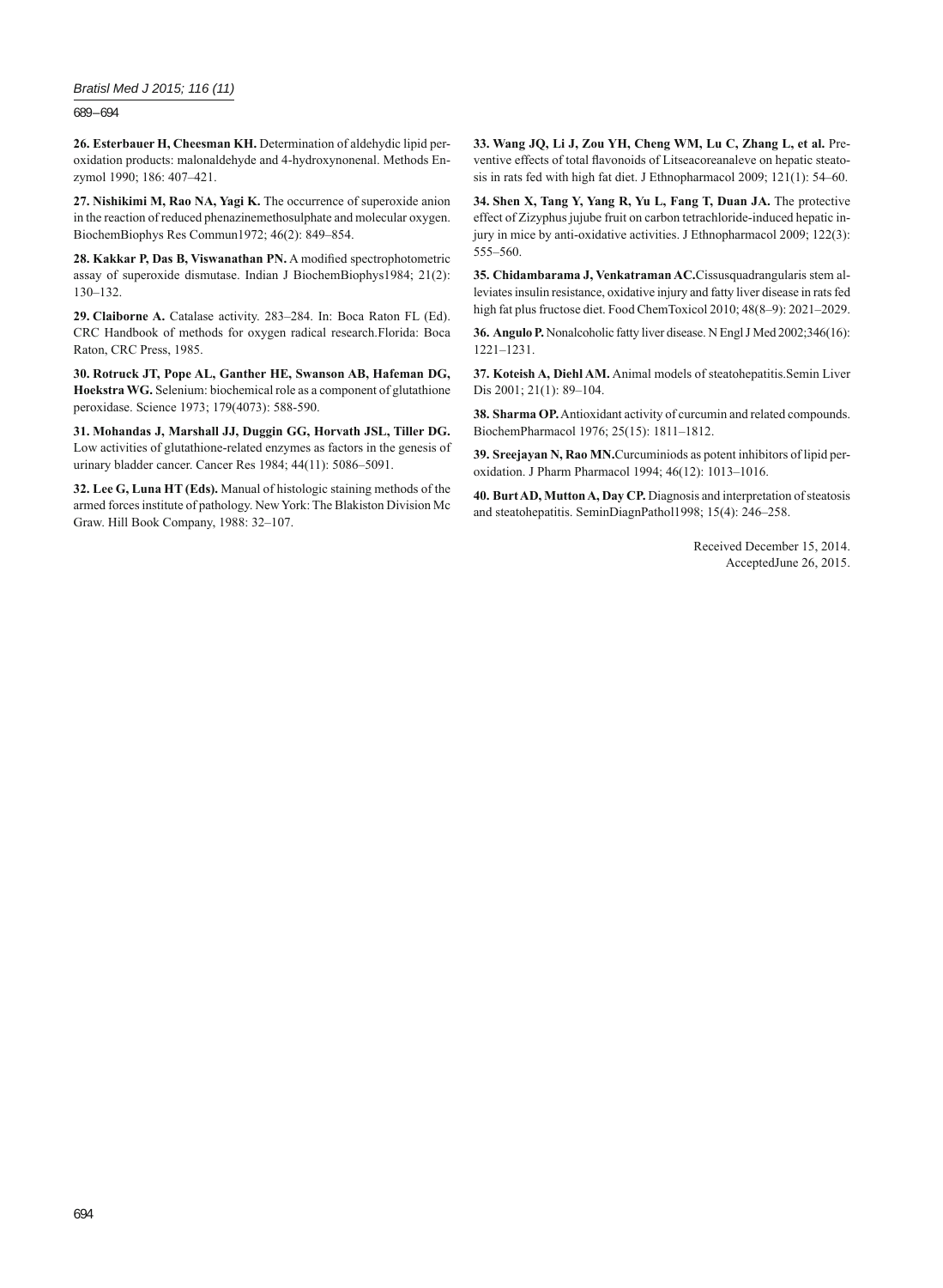**26. Esterbauer H, Cheesman KH.** Determination of aldehydic lipid peroxidation products: malonaldehyde and 4-hydroxynonenal. Methods Enzymol 1990; 186: 407–421.

**27. Nishikimi M, Rao NA, Yagi K.** The occurrence of superoxide anion in the reaction of reduced phenazinemethosulphate and molecular oxygen. BiochemBiophys Res Commun1972; 46(2): 849–854.

**28. Kakkar P, Das B, Viswanathan PN.** A modified spectrophotometric assay of superoxide dismutase. Indian J BiochemBiophys1984; 21(2): 130–132.

**29. Claiborne A.** Catalase activity. 283–284. In: Boca Raton FL (Ed). CRC Handbook of methods for oxygen radical research.Florida: Boca Raton, CRC Press, 1985.

**30. Rotruck JT, Pope AL, Ganther HE, Swanson AB, Hafeman DG, Hoekstra WG.** Selenium: biochemical role as a component of glutathione peroxidase. Science 1973; 179(4073): 588-590.

**31. Mohandas J, Marshall JJ, Duggin GG, Horvath JSL, Tiller DG.** Low activities of glutathione-related enzymes as factors in the genesis of urinary bladder cancer. Cancer Res 1984; 44(11): 5086–5091.

**32. Lee G, Luna HT (Eds).** Manual of histologic staining methods of the armed forces institute of pathology. New York: The Blakiston Division Mc Graw. Hill Book Company, 1988: 32–107.

**33. Wang JQ, Li J, Zou YH, Cheng WM, Lu C, Zhang L, et al.** Preventive effects of total flavonoids of Litseacoreanaleve on hepatic steatosis in rats fed with high fat diet. J Ethnopharmacol 2009; 121(1): 54–60.

**34. Shen X, Tang Y, Yang R, Yu L, Fang T, Duan JA.** The protective effect of Zizyphus jujube fruit on carbon tetrachloride-induced hepatic injury in mice by anti-oxidative activities. J Ethnopharmacol 2009; 122(3): 555–560.

**35. Chidambarama J, Venkatraman AC.**Cissusquadrangularis stem alleviates insulin resistance, oxidative injury and fatty liver disease in rats fed high fat plus fructose diet. Food ChemToxicol 2010; 48(8–9): 2021–2029.

**36. Angulo P.** Nonalcoholic fatty liver disease. N Engl J Med 2002;346(16): 1221–1231.

**37. Koteish A, Diehl AM.** Animal models of steatohepatitis.Semin Liver Dis 2001; 21(1): 89–104.

**38. Sharma OP.** Antioxidant activity of curcumin and related compounds. BiochemPharmacol 1976; 25(15): 1811–1812.

**39. Sreejayan N, Rao MN.**Curcuminiods as potent inhibitors of lipid peroxidation. J Pharm Pharmacol 1994; 46(12): 1013–1016.

**40. Burt AD, Mutton A, Day CP.** Diagnosis and interpretation of steatosis and steatohepatitis. SeminDiagnPathol1998; 15(4): 246–258.

Received December 15, 2014.
AcceptedJune 26, 2015.